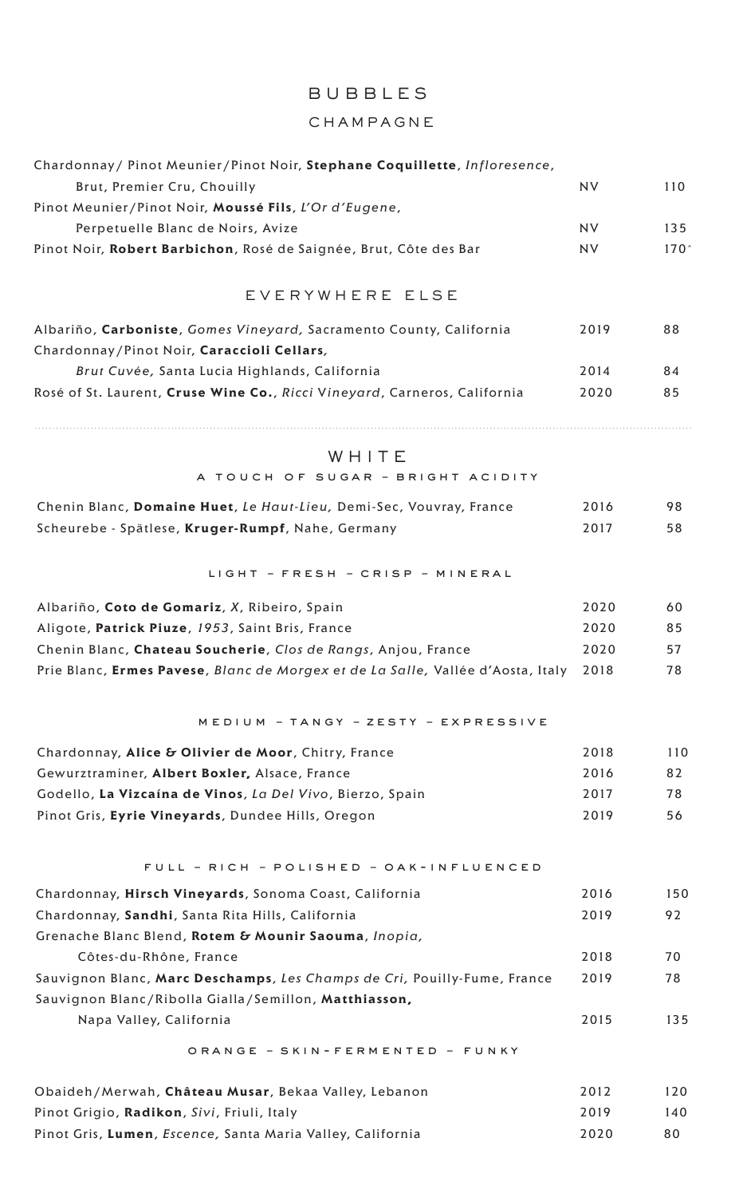# BUBBLES

## CHAMPAGNE

| Wine | Vintage | Price |
|---|---|---|
| Chardonnay/ Pinot Meunier/Pinot Noir, **Stephane Coquillette**, *Infloresence*, Brut, Premier Cru, Chouilly | NV | 110 |
| Pinot Meunier/Pinot Noir, **Moussé Fils**, *L'Or d'Eugene*, Perpetuelle Blanc de Noirs, Avize | NV | 135 |
| Pinot Noir, **Robert Barbichon**, Rosé de Saignée, Brut, Côte des Bar | NV | 170^ |

## EVERYWHERE ELSE

| Wine | Vintage | Price |
|---|---|---|
| Albariño, **Carboniste**, *Gomes Vineyard*, Sacramento County, California | 2019 | 88 |
| Chardonnay/Pinot Noir, **Caraccioli Cellars**, *Brut Cuvée*, Santa Lucia Highlands, California | 2014 | 84 |
| Rosé of St. Laurent, **Cruse Wine Co.**, *Ricci Vineyard*, Carneros, California | 2020 | 85 |

---

# WHITE

## A TOUCH OF SUGAR – BRIGHT ACIDITY

| Wine | Vintage | Price |
|---|---|---|
| Chenin Blanc, **Domaine Huet**, *Le Haut-Lieu*, Demi-Sec, Vouvray, France | 2016 | 98 |
| Scheurebe - Spätlese, **Kruger-Rumpf**, Nahe, Germany | 2017 | 58 |

## LIGHT – FRESH – CRISP – MINERAL

| Wine | Vintage | Price |
|---|---|---|
| Albariño, **Coto de Gomariz**, *X*, Ribeiro, Spain | 2020 | 60 |
| Aligote, **Patrick Piuze**, *1953*, Saint Bris, France | 2020 | 85 |
| Chenin Blanc, **Chateau Soucherie**, *Clos de Rangs*, Anjou, France | 2020 | 57 |
| Prie Blanc, **Ermes Pavese**, *Blanc de Morgex et de La Salle*, Vallée d'Aosta, Italy | 2018 | 78 |

## MEDIUM – TANGY – ZESTY – EXPRESSIVE

| Wine | Vintage | Price |
|---|---|---|
| Chardonnay, **Alice & Olivier de Moor**, Chitry, France | 2018 | 110 |
| Gewurztraminer, **Albert Boxler**, Alsace, France | 2016 | 82 |
| Godello, **La Vizcaína de Vinos**, *La Del Vivo*, Bierzo, Spain | 2017 | 78 |
| Pinot Gris, **Eyrie Vineyards**, Dundee Hills, Oregon | 2019 | 56 |

## FULL – RICH – POLISHED – OAK-INFLUENCED

| Wine | Vintage | Price |
|---|---|---|
| Chardonnay, **Hirsch Vineyards**, Sonoma Coast, California | 2016 | 150 |
| Chardonnay, **Sandhi**, Santa Rita Hills, California | 2019 | 92 |
| Grenache Blanc Blend, **Rotem & Mounir Saouma**, *Inopia*, Côtes-du-Rhône, France | 2018 | 70 |
| Sauvignon Blanc, **Marc Deschamps**, *Les Champs de Cri*, Pouilly-Fume, France | 2019 | 78 |
| Sauvignon Blanc/Ribolla Gialla/Semillon, **Matthiasson**, Napa Valley, California | 2015 | 135 |

## ORANGE – SKIN-FERMENTED – FUNKY

| Wine | Vintage | Price |
|---|---|---|
| Obaideh/Merwah, **Château Musar**, Bekaa Valley, Lebanon | 2012 | 120 |
| Pinot Grigio, **Radikon**, *Sivi*, Friuli, Italy | 2019 | 140 |
| Pinot Gris, **Lumen**, *Escence*, Santa Maria Valley, California | 2020 | 80 |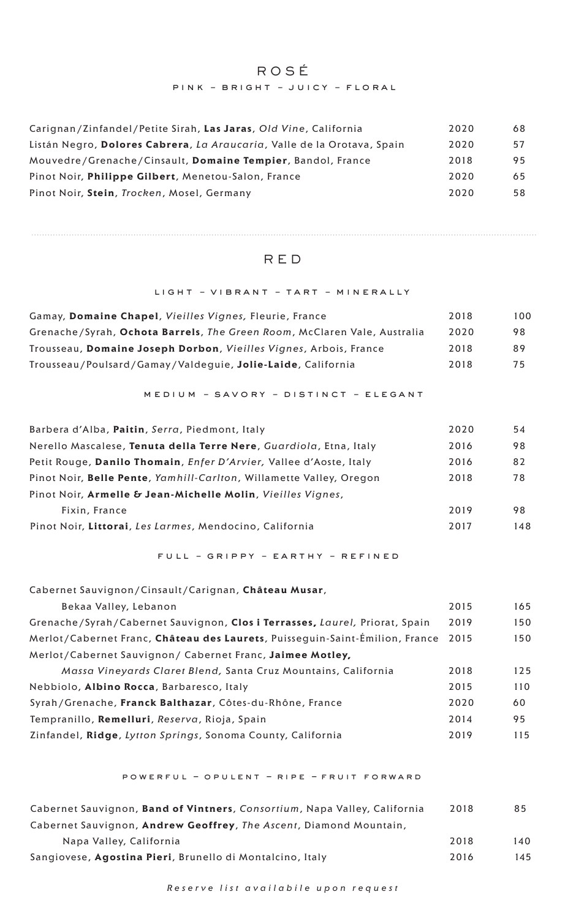# ROSÉ

PINK – BRIGHT – JUICY – FLORAL

| | | |
|---|---|---|
| Carignan/Zinfandel/Petite Sirah, **Las Jaras**, *Old Vine*, California | 2020 | 68 |
| Listán Negro, **Dolores Cabrera**, *La Araucaria*, Valle de la Orotava, Spain | 2020 | 57 |
| Mouvedre/Grenache/Cinsault, **Domaine Tempier**, Bandol, France | 2018 | 95 |
| Pinot Noir, **Philippe Gilbert**, Menetou-Salon, France | 2020 | 65 |
| Pinot Noir, **Stein**, *Trocken*, Mosel, Germany | 2020 | 58 |

# RED

LIGHT – VIBRANT – TART – MINERALLY

| | | |
|---|---|---|
| Gamay, **Domaine Chapel**, *Vieilles Vignes,* Fleurie, France | 2018 | 100 |
| Grenache/Syrah, **Ochota Barrels**, *The Green Room*, McClaren Vale, Australia | 2020 | 98 |
| Trousseau, **Domaine Joseph Dorbon**, *Vieilles Vignes*, Arbois, France | 2018 | 89 |
| Trousseau/Poulsard/Gamay/Valdeguie, **Jolie-Laide**, California | 2018 | 75 |

MEDIUM – SAVORY – DISTINCT – ELEGANT

| | | |
|---|---|---|
| Barbera d'Alba, **Paitin**, *Serra*, Piedmont, Italy | 2020 | 54 |
| Nerello Mascalese, **Tenuta della Terre Nere**, *Guardiola*, Etna, Italy | 2016 | 98 |
| Petit Rouge, **Danilo Thomain**, *Enfer D'Arvier,* Vallee d'Aoste, Italy | 2016 | 82 |
| Pinot Noir, **Belle Pente**, *Yamhill-Carlton*, Willamette Valley, Oregon | 2018 | 78 |
| Pinot Noir, **Armelle & Jean-Michelle Molin**, *Vieilles Vignes*, Fixin, France | 2019 | 98 |
| Pinot Noir, **Littorai**, *Les Larmes*, Mendocino, California | 2017 | 148 |

FULL – GRIPPY – EARTHY – REFINED

| | | |
|---|---|---|
| Cabernet Sauvignon/Cinsault/Carignan, **Château Musar**, Bekaa Valley, Lebanon | 2015 | 165 |
| Grenache/Syrah/Cabernet Sauvignon, **Clos i Terrasses**, *Laurel,* Priorat, Spain | 2019 | 150 |
| Merlot/Cabernet Franc, **Château des Laurets**, Puisseguin-Saint-Émilion, France | 2015 | 150 |
| Merlot/Cabernet Sauvignon/ Cabernet Franc, **Jaimee Motley,** *Massa Vineyards Claret Blend,* Santa Cruz Mountains, California | 2018 | 125 |
| Nebbiolo, **Albino Rocca**, Barbaresco, Italy | 2015 | 110 |
| Syrah/Grenache, **Franck Balthazar**, Côtes-du-Rhône, France | 2020 | 60 |
| Tempranillo, **Remelluri**, *Reserva*, Rioja, Spain | 2014 | 95 |
| Zinfandel, **Ridge**, *Lytton Springs*, Sonoma County, California | 2019 | 115 |

POWERFUL – OPULENT – RIPE – FRUIT FORWARD

| | | |
|---|---|---|
| Cabernet Sauvignon, **Band of Vintners**, *Consortium*, Napa Valley, California | 2018 | 85 |
| Cabernet Sauvignon, **Andrew Geoffrey**, *The Ascent*, Diamond Mountain, Napa Valley, California | 2018 | 140 |
| Sangiovese, **Agostina Pieri**, Brunello di Montalcino, Italy | 2016 | 145 |

*Reserve list availabile upon request*